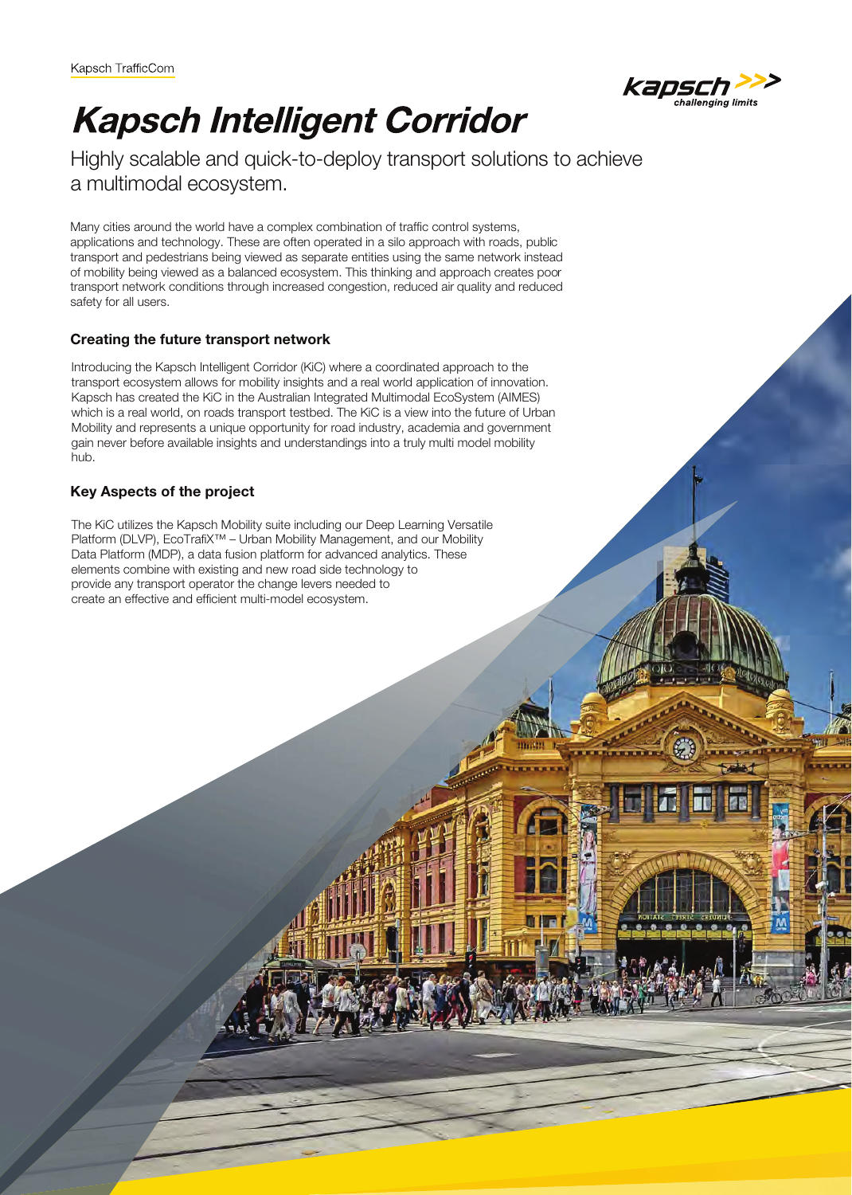Kapsch TrafficCom

# Kapsch Intelligent Corridor

Highly scalable and quick-to-deploy transport solutions to achieve a multimodal ecosystem.

Many cities around the world have a complex combination of traffic control systems, applications and technology. These are often operated in a silo approach with roads, public transport and pedestrians being viewed as separate entities using the same network instead of mobility being viewed as a balanced ecosystem. This thinking and approach creates poor transport network conditions through increased congestion, reduced air quality and reduced safety for all users.

### Creating the future transport network

Introducing the Kapsch Intelligent Corridor (KiC) where a coordinated approach to the transport ecosystem allows for mobility insights and a real world application of innovation. Kapsch has created the KiC in the Australian Integrated Multimodal EcoSystem (AIMES) which is a real world, on roads transport testbed. The KiC is a view into the future of Urban Mobility and represents a unique opportunity for road industry, academia and government gain never before available insights and understandings into a truly multi model mobility hub.

### Key Aspects of the project

The KiC utilizes the Kapsch Mobility suite including our Deep Learning Versatile Platform (DLVP), EcoTrafiX™ – Urban Mobility Management, and our Mobility Data Platform (MDP), a data fusion platform for advanced analytics. These elements combine with existing and new road side technology to provide any transport operator the change levers needed to create an effective and efficient multi-model ecosystem.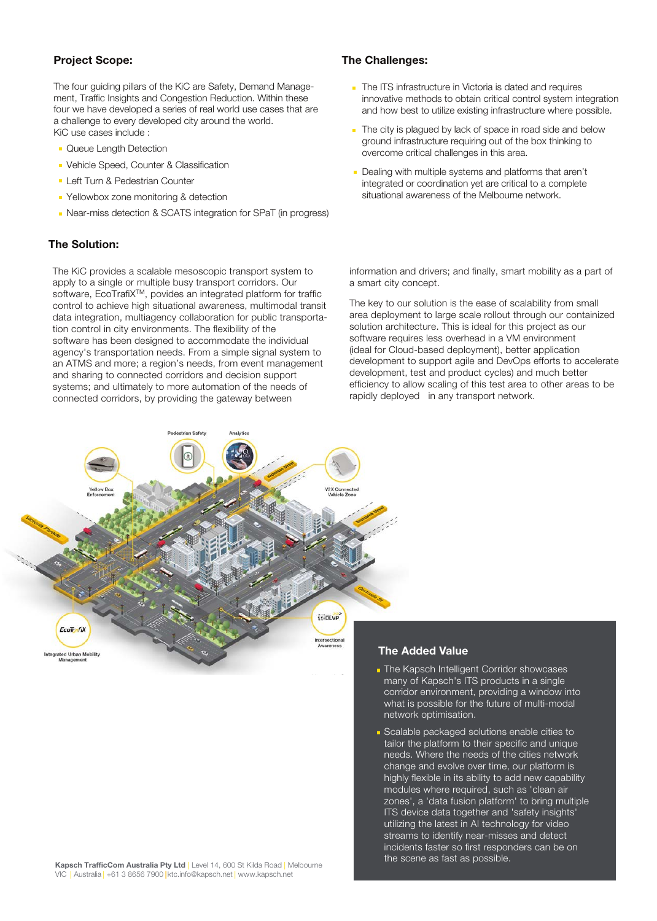## Project Scope:

The four guiding pillars of the KiC are Safety, Demand Management, Traffic Insights and Congestion Reduction. Within these four we have developed a series of real world use cases that are a challenge to every developed city around the world.
KiC use cases include :

- Queue Length Detection
- Vehicle Speed, Counter & Classification
- Left Turn & Pedestrian Counter
- Yellowbox zone monitoring & detection
- Near-miss detection & SCATS integration for SPaT (in progress)

## The Challenges:

- The ITS infrastructure in Victoria is dated and requires innovative methods to obtain critical control system integration and how best to utilize existing infrastructure where possible.
- The city is plagued by lack of space in road side and below ground infrastructure requiring out of the box thinking to overcome critical challenges in this area.
- Dealing with multiple systems and platforms that aren't integrated or coordination yet are critical to a complete situational awareness of the Melbourne network.

## The Solution:

The KiC provides a scalable mesoscopic transport system to apply to a single or multiple busy transport corridors. Our software, EcoTrafiX™, povides an integrated platform for traffic control to achieve high situational awareness, multimodal transit data integration, multiagency collaboration for public transportation control in city environments. The flexibility of the software has been designed to accommodate the individual agency's transportation needs. From a simple signal system to an ATMS and more; a region's needs, from event management and sharing to connected corridors and decision support systems; and ultimately to more automation of the needs of connected corridors, by providing the gateway between information and drivers; and finally, smart mobility as a part of a smart city concept.

The key to our solution is the ease of scalability from small area deployment to large scale rollout through our containized solution architecture. This is ideal for this project as our software requires less overhead in a VM environment (ideal for Cloud-based deployment), better application development to support agile and DevOps efforts to accelerate development, test and product cycles) and much better efficiency to allow scaling of this test area to other areas to be rapidly deployed in any transport network.

Pedestrian Safety
Analytics
Yellow Box Enforcement
V2X Connected Vehicle Zone
Victoria Parade
Nicholson Street
Brunswick Street
Gertrude St
EcoTrafiX
Integrated Urban Mobility Management
DLVP
Intersectional Awareness

## The Added Value

- The Kapsch Intelligent Corridor showcases many of Kapsch's ITS products in a single corridor environment, providing a window into what is possible for the future of multi-modal network optimisation.
- Scalable packaged solutions enable cities to tailor the platform to their specific and unique needs. Where the needs of the cities network change and evolve over time, our platform is highly flexible in its ability to add new capability modules where required, such as 'clean air zones', a 'data fusion platform' to bring multiple ITS device data together and 'safety insights' utilizing the latest in AI technology for video streams to identify near-misses and detect incidents faster so first responders can be on the scene as fast as possible.

**Kapsch TrafficCom Australia Pty Ltd** | Level 14, 600 St Kilda Road | Melbourne VIC | Australia | +61 3 8656 7900 | ktc.info@kapsch.net | www.kapsch.net